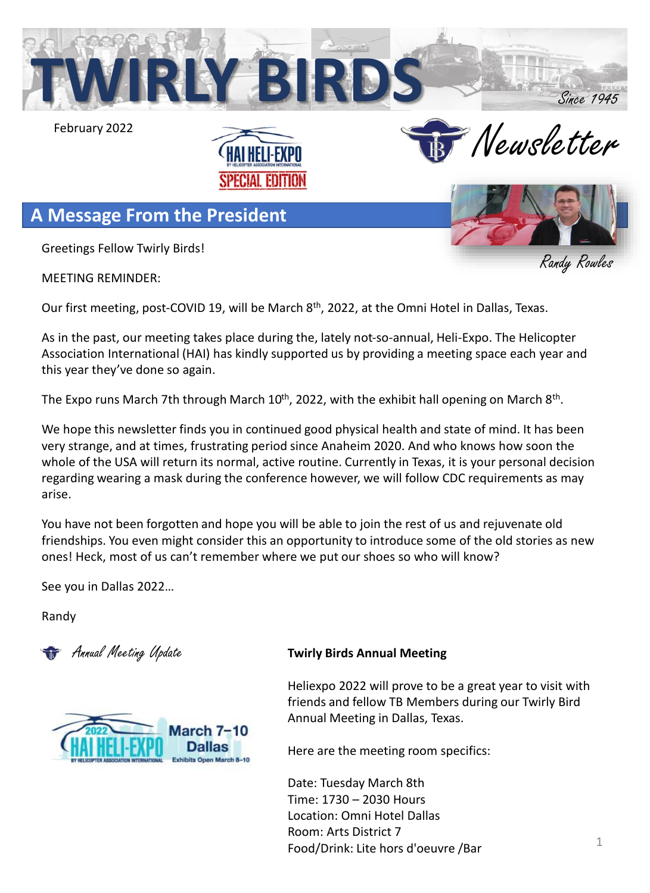# TWIRLY BIRDS

*Since 1945*

February 2022

HAI HELI-EXPO SPECIAL EDITION

*Newsletter*

## A Message From the President

*Randy Rowles*

Greetings Fellow Twirly Birds!

MEETING REMINDER:

Our first meeting, post-COVID 19, will be March 8th, 2022, at the Omni Hotel in Dallas, Texas.

As in the past, our meeting takes place during the, lately not-so-annual, Heli-Expo. The Helicopter Association International (HAI) has kindly supported us by providing a meeting space each year and this year they've done so again.

The Expo runs March 7th through March 10th, 2022, with the exhibit hall opening on March 8th.

We hope this newsletter finds you in continued good physical health and state of mind. It has been very strange, and at times, frustrating period since Anaheim 2020. And who knows how soon the whole of the USA will return its normal, active routine. Currently in Texas, it is your personal decision regarding wearing a mask during the conference however, we will follow CDC requirements as may arise.

You have not been forgotten and hope you will be able to join the rest of us and rejuvenate old friendships. You even might consider this an opportunity to introduce some of the old stories as new ones! Heck, most of us can't remember where we put our shoes so who will know?

See you in Dallas 2022…

Randy

### *Annual Meeting Update*

2022 HAI HELI-EXPO March 7–10 Dallas — Exhibits Open March 8–10

**Twirly Birds Annual Meeting**

Heliexpo 2022 will prove to be a great year to visit with friends and fellow TB Members during our Twirly Bird Annual Meeting in Dallas, Texas.

Here are the meeting room specifics:

Date: Tuesday March 8th
Time: 1730 – 2030 Hours
Location: Omni Hotel Dallas
Room: Arts District 7
Food/Drink: Lite hors d'oeuvre /Bar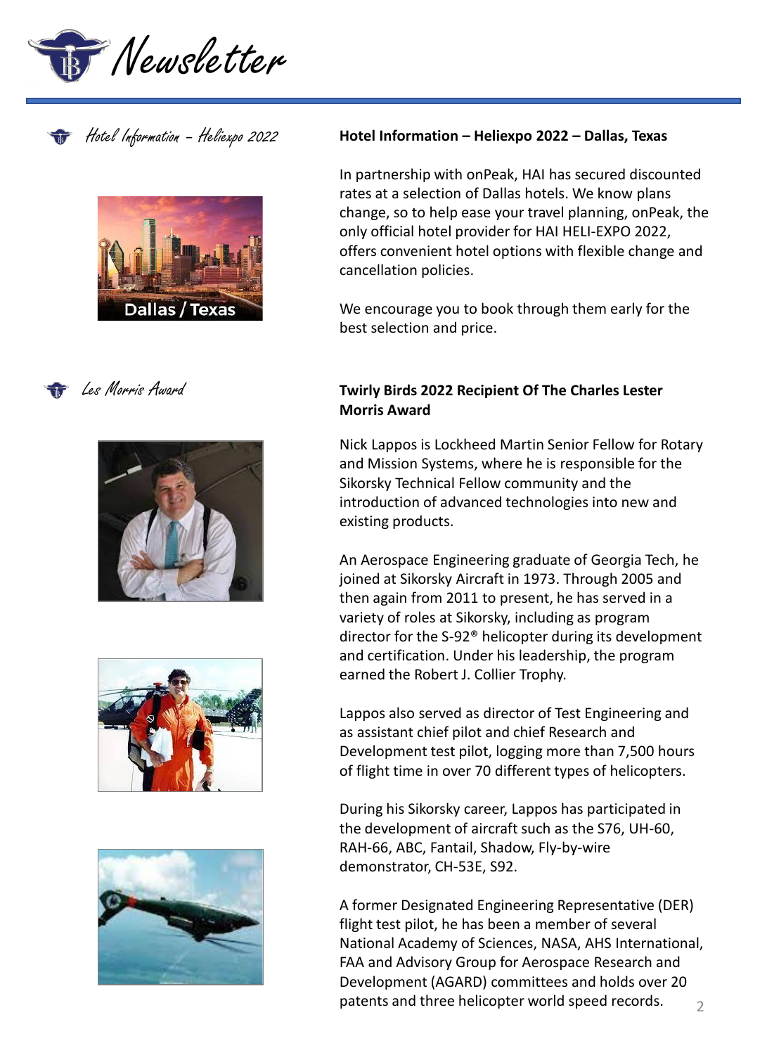*Hotel Information – Heliexpo 2022*

Dallas / Texas

## Hotel Information – Heliexpo 2022 – Dallas, Texas

In partnership with onPeak, HAI has secured discounted rates at a selection of Dallas hotels. We know plans change, so to help ease your travel planning, onPeak, the only official hotel provider for HAI HELI-EXPO 2022, offers convenient hotel options with flexible change and cancellation policies.

We encourage you to book through them early for the best selection and price.

*Les Morris Award*

## Twirly Birds 2022 Recipient Of The Charles Lester Morris Award

Nick Lappos is Lockheed Martin Senior Fellow for Rotary and Mission Systems, where he is responsible for the Sikorsky Technical Fellow community and the introduction of advanced technologies into new and existing products.

An Aerospace Engineering graduate of Georgia Tech, he joined at Sikorsky Aircraft in 1973. Through 2005 and then again from 2011 to present, he has served in a variety of roles at Sikorsky, including as program director for the S-92® helicopter during its development and certification. Under his leadership, the program earned the Robert J. Collier Trophy.

Lappos also served as director of Test Engineering and as assistant chief pilot and chief Research and Development test pilot, logging more than 7,500 hours of flight time in over 70 different types of helicopters.

During his Sikorsky career, Lappos has participated in the development of aircraft such as the S76, UH-60, RAH-66, ABC, Fantail, Shadow, Fly-by-wire demonstrator, CH-53E, S92.

A former Designated Engineering Representative (DER) flight test pilot, he has been a member of several National Academy of Sciences, NASA, AHS International, FAA and Advisory Group for Aerospace Research and Development (AGARD) committees and holds over 20 patents and three helicopter world speed records.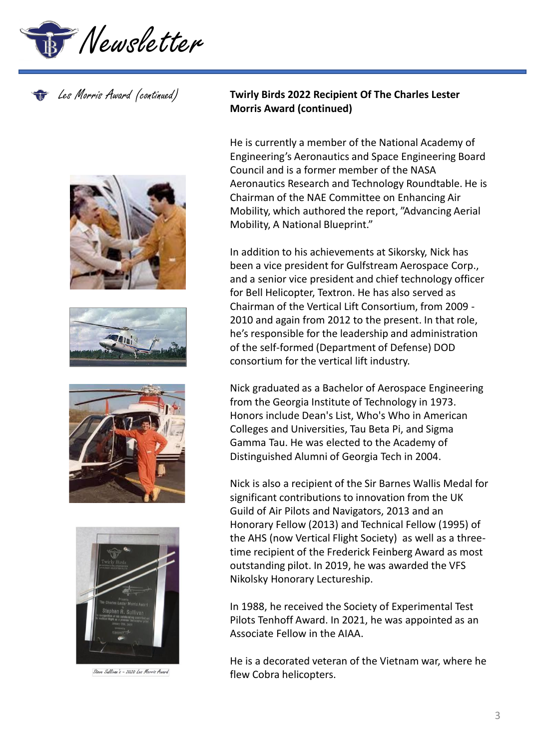Les Morris Award (continued)

## Twirly Birds 2022 Recipient Of The Charles Lester Morris Award (continued)

He is currently a member of the National Academy of Engineering's Aeronautics and Space Engineering Board Council and is a former member of the NASA Aeronautics Research and Technology Roundtable. He is Chairman of the NAE Committee on Enhancing Air Mobility, which authored the report, "Advancing Aerial Mobility, A National Blueprint."

In addition to his achievements at Sikorsky, Nick has been a vice president for Gulfstream Aerospace Corp., and a senior vice president and chief technology officer for Bell Helicopter, Textron. He has also served as Chairman of the Vertical Lift Consortium, from 2009 - 2010 and again from 2012 to the present. In that role, he's responsible for the leadership and administration of the self-formed (Department of Defense) DOD consortium for the vertical lift industry.

Nick graduated as a Bachelor of Aerospace Engineering from the Georgia Institute of Technology in 1973. Honors include Dean's List, Who's Who in American Colleges and Universities, Tau Beta Pi, and Sigma Gamma Tau. He was elected to the Academy of Distinguished Alumni of Georgia Tech in 2004.

Nick is also a recipient of the Sir Barnes Wallis Medal for significant contributions to innovation from the UK Guild of Air Pilots and Navigators, 2013 and an Honorary Fellow (2013) and Technical Fellow (1995) of the AHS (now Vertical Flight Society) as well as a three-time recipient of the Frederick Feinberg Award as most outstanding pilot. In 2019, he was awarded the VFS Nikolsky Honorary Lectureship.

In 1988, he received the Society of Experimental Test Pilots Tenhoff Award. In 2021, he was appointed as an Associate Fellow in the AIAA.

He is a decorated veteran of the Vietnam war, where he flew Cobra helicopters.

Steve Sullivan's – 2020 Les Morris Award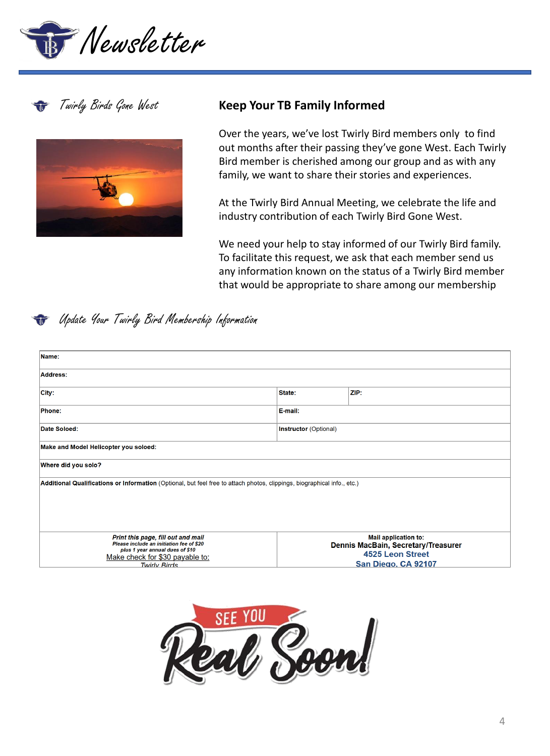# Newsletter

## Twirly Birds Gone West

## Keep Your TB Family Informed

Over the years, we've lost Twirly Bird members only to find out months after their passing they've gone West. Each Twirly Bird member is cherished among our group and as with any family, we want to share their stories and experiences.

At the Twirly Bird Annual Meeting, we celebrate the life and industry contribution of each Twirly Bird Gone West.

We need your help to stay informed of our Twirly Bird family. To facilitate this request, we ask that each member send us any information known on the status of a Twirly Bird member that would be appropriate to share among our membership

## Update Your Twirly Bird Membership Information

| | | |
|---|---|---|
| **Name:** | | |
| **Address:** | | |
| **City:** | **State:** | **ZIP:** |
| **Phone:** | **E-mail:** | |
| **Date Soloed:** | **Instructor** (Optional) | |
| **Make and Model Helicopter you soloed:** | | |
| **Where did you solo?** | | |
| **Additional Qualifications or Information** (Optional, but feel free to attach photos, clippings, biographical info., etc.) | | |
| ***Print this page, fill out and mail***<br>*Please include an initiation fee of $20 plus 1 year annual dues of $10*<br>Make check for $30 payable to:<br>*Twirly Birds* | **Mail application to:**<br>**Dennis MacBain, Secretary/Treasurer**<br>**4525 Leon Street**<br>**San Diego, CA 92107** | |

SEE YOU Real Soon!